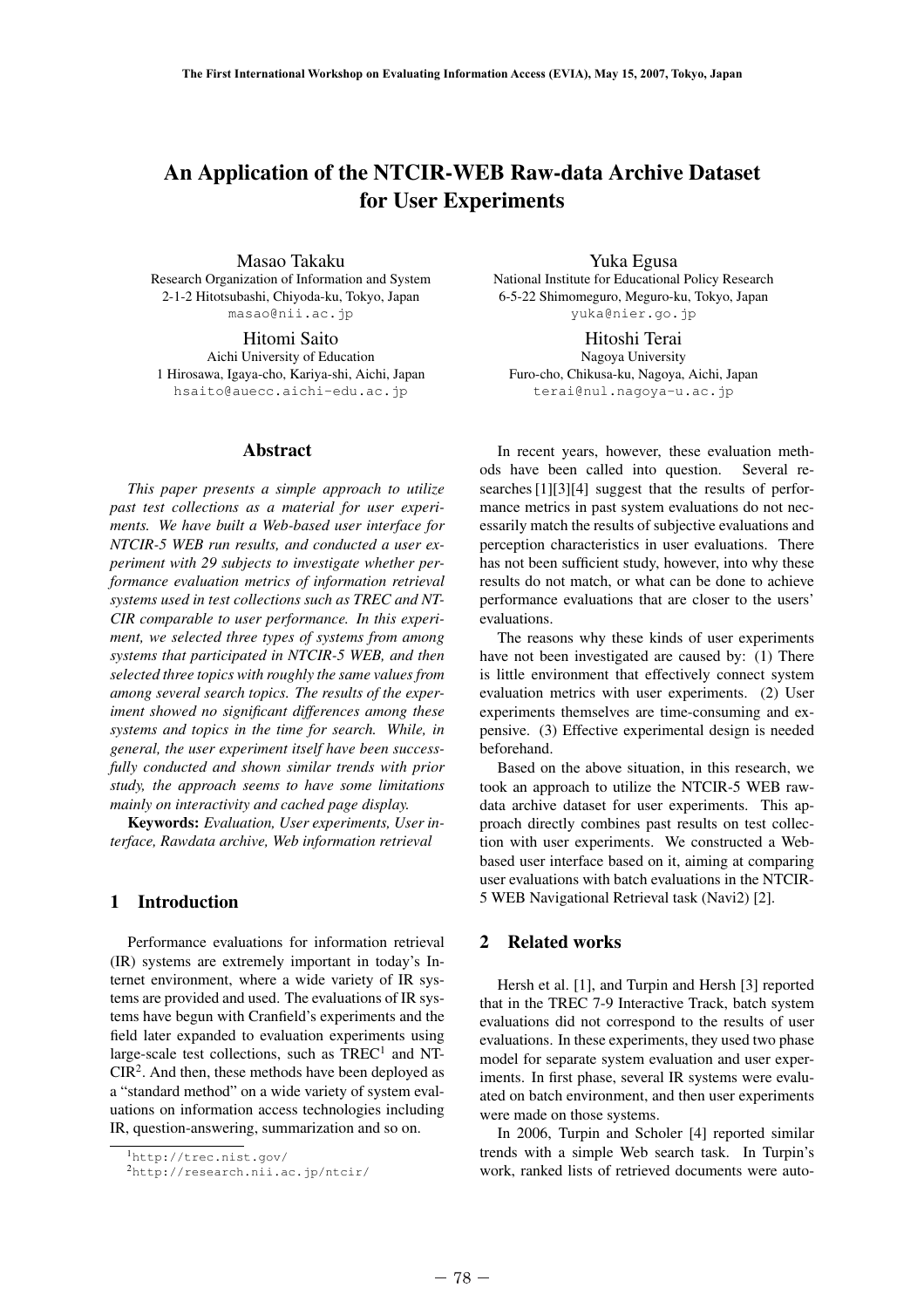# An Application of the NTCIR-WEB Raw-data Archive Dataset for User Experiments

Masao Takaku
Research Organization of Information and System
2-1-2 Hitotsubashi, Chiyoda-ku, Tokyo, Japan
masao@nii.ac.jp

Yuka Egusa
National Institute for Educational Policy Research
6-5-22 Shimomeguro, Meguro-ku, Tokyo, Japan
yuka@nier.go.jp

Hitomi Saito
Aichi University of Education
1 Hirosawa, Igaya-cho, Kariya-shi, Aichi, Japan
hsaito@auecc.aichi-edu.ac.jp

Hitoshi Terai
Nagoya University
Furo-cho, Chikusa-ku, Nagoya, Aichi, Japan
terai@nul.nagoya-u.ac.jp

## Abstract

*This paper presents a simple approach to utilize past test collections as a material for user experiments. We have built a Web-based user interface for NTCIR-5 WEB run results, and conducted a user experiment with 29 subjects to investigate whether performance evaluation metrics of information retrieval systems used in test collections such as TREC and NTCIR comparable to user performance. In this experiment, we selected three types of systems from among systems that participated in NTCIR-5 WEB, and then selected three topics with roughly the same values from among several search topics. The results of the experiment showed no significant differences among these systems and topics in the time for search. While, in general, the user experiment itself have been successfully conducted and shown similar trends with prior study, the approach seems to have some limitations mainly on interactivity and cached page display.*

**Keywords:** *Evaluation, User experiments, User interface, Rawdata archive, Web information retrieval*

## 1 Introduction

Performance evaluations for information retrieval (IR) systems are extremely important in today's Internet environment, where a wide variety of IR systems are provided and used. The evaluations of IR systems have begun with Cranfield's experiments and the field later expanded to evaluation experiments using large-scale test collections, such as TREC[1] and NTCIR[2]. And then, these methods have been deployed as a "standard method" on a wide variety of system evaluations on information access technologies including IR, question-answering, summarization and so on.

In recent years, however, these evaluation methods have been called into question. Several researches [1][3][4] suggest that the results of performance metrics in past system evaluations do not necessarily match the results of subjective evaluations and perception characteristics in user evaluations. There has not been sufficient study, however, into why these results do not match, or what can be done to achieve performance evaluations that are closer to the users' evaluations.

The reasons why these kinds of user experiments have not been investigated are caused by: (1) There is little environment that effectively connect system evaluation metrics with user experiments. (2) User experiments themselves are time-consuming and expensive. (3) Effective experimental design is needed beforehand.

Based on the above situation, in this research, we took an approach to utilize the NTCIR-5 WEB raw-data archive dataset for user experiments. This approach directly combines past results on test collection with user experiments. We constructed a Web-based user interface based on it, aiming at comparing user evaluations with batch evaluations in the NTCIR-5 WEB Navigational Retrieval task (Navi2) [2].

## 2 Related works

Hersh et al. [1], and Turpin and Hersh [3] reported that in the TREC 7-9 Interactive Track, batch system evaluations did not correspond to the results of user evaluations. In these experiments, they used two phase model for separate system evaluation and user experiments. In first phase, several IR systems were evaluated on batch environment, and then user experiments were made on those systems.

In 2006, Turpin and Scholer [4] reported similar trends with a simple Web search task. In Turpin's work, ranked lists of retrieved documents were auto-

[1] http://trec.nist.gov/
[2] http://research.nii.ac.jp/ntcir/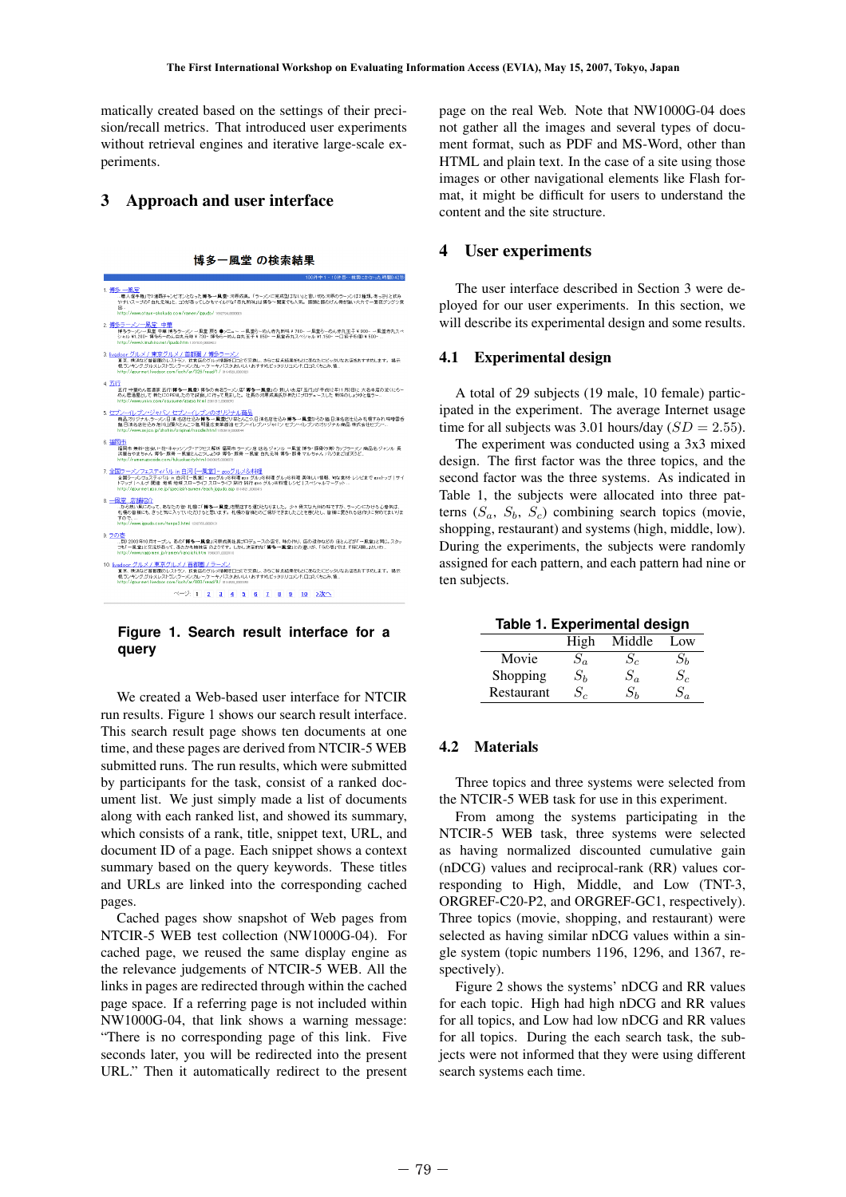matically created based on the settings of their precision/recall metrics. That introduced user experiments without retrieval engines and iterative large-scale experiments.

## 3 Approach and user interface

**Figure 1. Search result interface for a query**

We created a Web-based user interface for NTCIR run results. Figure 1 shows our search result interface. This search result page shows ten documents at one time, and these pages are derived from NTCIR-5 WEB submitted runs. The run results, which were submitted by participants for the task, consist of a ranked document list. We just simply made a list of documents along with each ranked list, and showed its summary, which consists of a rank, title, snippet text, URL, and document ID of a page. Each snippet shows a context summary based on the query keywords. These titles and URLs are linked into the corresponding cached pages.

Cached pages show snapshot of Web pages from NTCIR-5 WEB test collection (NW1000G-04). For cached page, we reused the same display engine as the relevance judgements of NTCIR-5 WEB. All the links in pages are redirected through within the cached page space. If a referring page is not included within NW1000G-04, that link shows a warning message: "There is no corresponding page of this link. Five seconds later, you will be redirected into the present URL." Then it automatically redirect to the present page on the real Web. Note that NW1000G-04 does not gather all the images and several types of document format, such as PDF and MS-Word, other than HTML and plain text. In the case of a site using those images or other navigational elements like Flash format, it might be difficult for users to understand the content and the site structure.

## 4 User experiments

The user interface described in Section 3 were deployed for our user experiments. In this section, we will describe its experimental design and some results.

### 4.1 Experimental design

A total of 29 subjects (19 male, 10 female) participated in the experiment. The average Internet usage time for all subjects was 3.01 hours/day ($SD = 2.55$).

The experiment was conducted using a 3x3 mixed design. The first factor was the three topics, and the second factor was the three systems. As indicated in Table 1, the subjects were allocated into three patterns ($S_a$, $S_b$, $S_c$) combining search topics (movie, shopping, restaurant) and systems (high, middle, low). During the experiments, the subjects were randomly assigned for each pattern, and each pattern had nine or ten subjects.

**Table 1. Experimental design**

| | High | Middle | Low |
|---|---|---|---|
| Movie | $S_a$ | $S_c$ | $S_b$ |
| Shopping | $S_b$ | $S_a$ | $S_c$ |
| Restaurant | $S_c$ | $S_b$ | $S_a$ |

### 4.2 Materials

Three topics and three systems were selected from the NTCIR-5 WEB task for use in this experiment.

From among the systems participating in the NTCIR-5 WEB task, three systems were selected as having normalized discounted cumulative gain (nDCG) values and reciprocal-rank (RR) values corresponding to High, Middle, and Low (TNT-3, ORGREF-C20-P2, and ORGREF-GC1, respectively). Three topics (movie, shopping, and restaurant) were selected as having similar nDCG values within a single system (topic numbers 1196, 1296, and 1367, respectively).

Figure 2 shows the systems' nDCG and RR values for each topic. High had high nDCG and RR values for all topics, and Low had low nDCG and RR values for all topics. During the each search task, the subjects were not informed that they were using different search systems each time.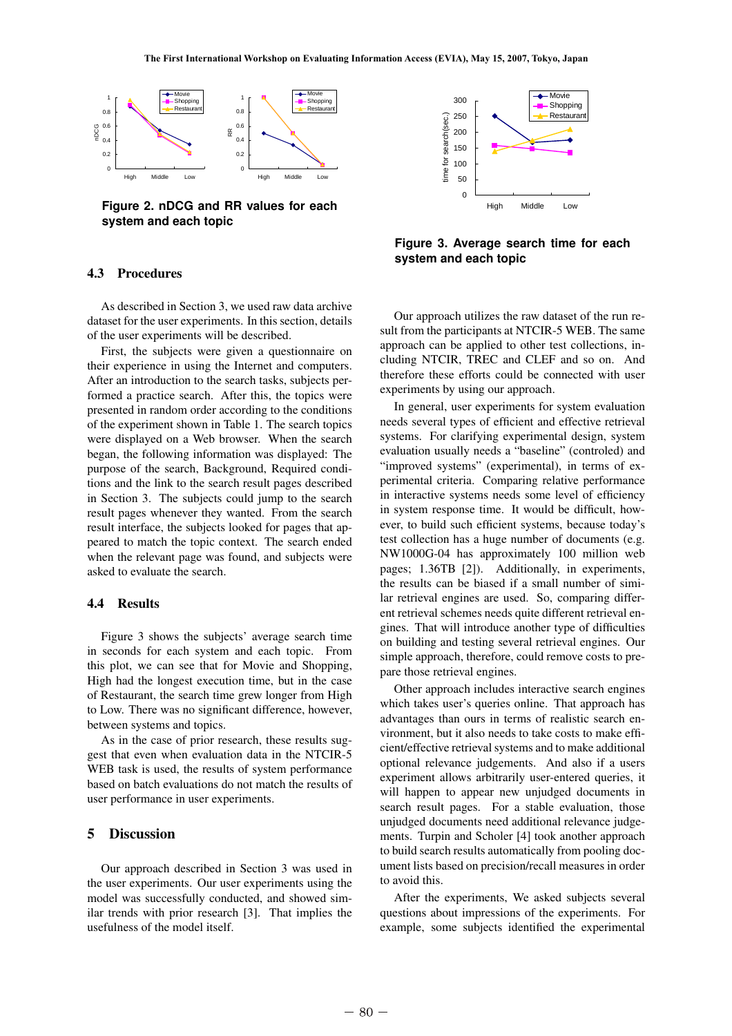Figure 2. nDCG and RR values for each system and each topic

Figure 3. Average search time for each system and each topic

### 4.3 Procedures

As described in Section 3, we used raw data archive dataset for the user experiments. In this section, details of the user experiments will be described.

First, the subjects were given a questionnaire on their experience in using the Internet and computers. After an introduction to the search tasks, subjects performed a practice search. After this, the topics were presented in random order according to the conditions of the experiment shown in Table 1. The search topics were displayed on a Web browser. When the search began, the following information was displayed: The purpose of the search, Background, Required conditions and the link to the search result pages described in Section 3. The subjects could jump to the search result pages whenever they wanted. From the search result interface, the subjects looked for pages that appeared to match the topic context. The search ended when the relevant page was found, and subjects were asked to evaluate the search.

### 4.4 Results

Figure 3 shows the subjects' average search time in seconds for each system and each topic. From this plot, we can see that for Movie and Shopping, High had the longest execution time, but in the case of Restaurant, the search time grew longer from High to Low. There was no significant difference, however, between systems and topics.

As in the case of prior research, these results suggest that even when evaluation data in the NTCIR-5 WEB task is used, the results of system performance based on batch evaluations do not match the results of user performance in user experiments.

## 5 Discussion

Our approach described in Section 3 was used in the user experiments. Our user experiments using the model was successfully conducted, and showed similar trends with prior research [3]. That implies the usefulness of the model itself.

Our approach utilizes the raw dataset of the run result from the participants at NTCIR-5 WEB. The same approach can be applied to other test collections, including NTCIR, TREC and CLEF and so on. And therefore these efforts could be connected with user experiments by using our approach.

In general, user experiments for system evaluation needs several types of efficient and effective retrieval systems. For clarifying experimental design, system evaluation usually needs a "baseline" (controled) and "improved systems" (experimental), in terms of experimental criteria. Comparing relative performance in interactive systems needs some level of efficiency in system response time. It would be difficult, however, to build such efficient systems, because today's test collection has a huge number of documents (e.g. NW1000G-04 has approximately 100 million web pages; 1.36TB [2]). Additionally, in experiments, the results can be biased if a small number of similar retrieval engines are used. So, comparing different retrieval schemes needs quite different retrieval engines. That will introduce another type of difficulties on building and testing several retrieval engines. Our simple approach, therefore, could remove costs to prepare those retrieval engines.

Other approach includes interactive search engines which takes user's queries online. That approach has advantages than ours in terms of realistic search environment, but it also needs to take costs to make efficient/effective retrieval systems and to make additional optional relevance judgements. And also if a users experiment allows arbitrarily user-entered queries, it will happen to appear new unjudged documents in search result pages. For a stable evaluation, those unjudged documents need additional relevance judgements. Turpin and Scholer [4] took another approach to build search results automatically from pooling document lists based on precision/recall measures in order to avoid this.

After the experiments, We asked subjects several questions about impressions of the experiments. For example, some subjects identified the experimental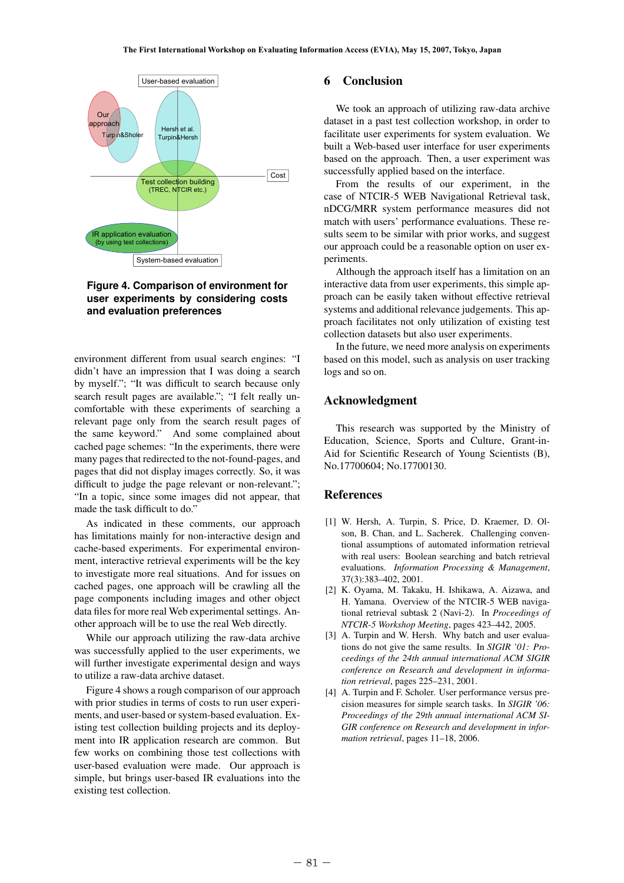User-based evaluation

Our approach

Turpin&Sholer

Hersh et al.
Turpin&Hersh

Cost

Test collection building
(TREC, NTCIR etc.)

IR application evaluation
(by using test collections)

System-based evaluation

**Figure 4. Comparison of environment for user experiments by considering costs and evaluation preferences**

environment different from usual search engines: "I didn't have an impression that I was doing a search by myself."; "It was difficult to search because only search result pages are available."; "I felt really uncomfortable with these experiments of searching a relevant page only from the search result pages of the same keyword." And some complained about cached page schemes: "In the experiments, there were many pages that redirected to the not-found-pages, and pages that did not display images correctly. So, it was difficult to judge the page relevant or non-relevant."; "In a topic, since some images did not appear, that made the task difficult to do."

As indicated in these comments, our approach has limitations mainly for non-interactive design and cache-based experiments. For experimental environment, interactive retrieval experiments will be the key to investigate more real situations. And for issues on cached pages, one approach will be crawling all the page components including images and other object data files for more real Web experimental settings. Another approach will be to use the real Web directly.

While our approach utilizing the raw-data archive was successfully applied to the user experiments, we will further investigate experimental design and ways to utilize a raw-data archive dataset.

Figure 4 shows a rough comparison of our approach with prior studies in terms of costs to run user experiments, and user-based or system-based evaluation. Existing test collection building projects and its deployment into IR application research are common. But few works on combining those test collections with user-based evaluation were made. Our approach is simple, but brings user-based IR evaluations into the existing test collection.

## 6 Conclusion

We took an approach of utilizing raw-data archive dataset in a past test collection workshop, in order to facilitate user experiments for system evaluation. We built a Web-based user interface for user experiments based on the approach. Then, a user experiment was successfully applied based on the interface.

From the results of our experiment, in the case of NTCIR-5 WEB Navigational Retrieval task, nDCG/MRR system performance measures did not match with users' performance evaluations. These results seem to be similar with prior works, and suggest our approach could be a reasonable option on user experiments.

Although the approach itself has a limitation on an interactive data from user experiments, this simple approach can be easily taken without effective retrieval systems and additional relevance judgements. This approach facilitates not only utilization of existing test collection datasets but also user experiments.

In the future, we need more analysis on experiments based on this model, such as analysis on user tracking logs and so on.

## Acknowledgment

This research was supported by the Ministry of Education, Science, Sports and Culture, Grant-in-Aid for Scientific Research of Young Scientists (B), No.17700604; No.17700130.

## References

[1] W. Hersh, A. Turpin, S. Price, D. Kraemer, D. Olson, B. Chan, and L. Sacherek. Challenging conventional assumptions of automated information retrieval with real users: Boolean searching and batch retrieval evaluations. *Information Processing & Management*, 37(3):383–402, 2001.

[2] K. Oyama, M. Takaku, H. Ishikawa, A. Aizawa, and H. Yamana. Overview of the NTCIR-5 WEB navigational retrieval subtask 2 (Navi-2). In *Proceedings of NTCIR-5 Workshop Meeting*, pages 423–442, 2005.

[3] A. Turpin and W. Hersh. Why batch and user evaluations do not give the same results. In *SIGIR '01: Proceedings of the 24th annual international ACM SIGIR conference on Research and development in information retrieval*, pages 225–231, 2001.

[4] A. Turpin and F. Scholer. User performance versus precision measures for simple search tasks. In *SIGIR '06: Proceedings of the 29th annual international ACM SIGIR conference on Research and development in information retrieval*, pages 11–18, 2006.